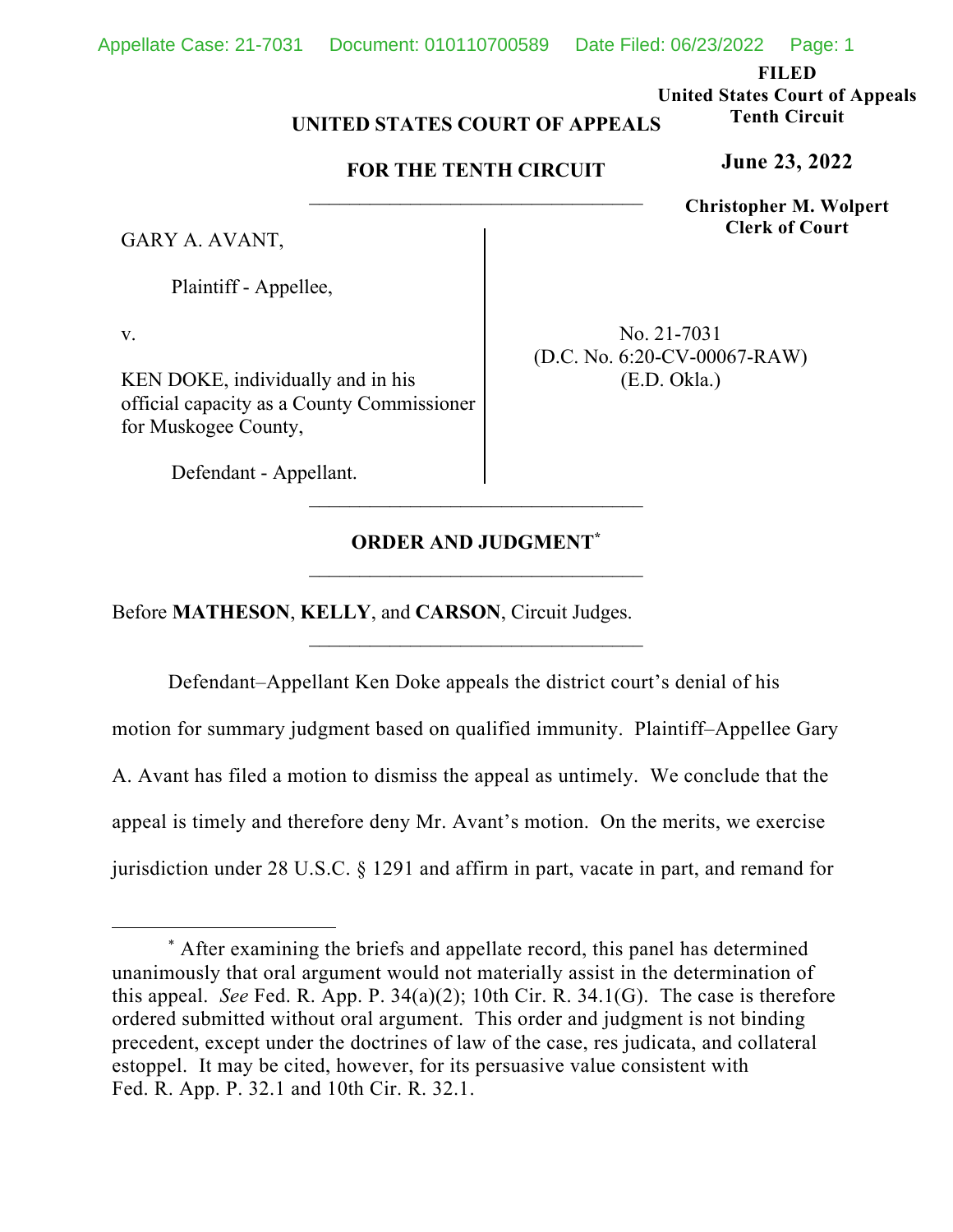**FILED**
**United States Court of Appeals**
**Tenth Circuit**

**June 23, 2022**

**Christopher M. Wolpert**
**Clerk of Court**

**UNITED STATES COURT OF APPEALS**

**FOR THE TENTH CIRCUIT**

---

GARY A. AVANT,

Plaintiff - Appellee,

v.

KEN DOKE, individually and in his official capacity as a County Commissioner for Muskogee County,

Defendant - Appellant.

No. 21-7031
(D.C. No. 6:20-CV-00067-RAW)
(E.D. Okla.)

---

**ORDER AND JUDGMENT***

---

Before **MATHESON**, **KELLY**, and **CARSON**, Circuit Judges.

---

Defendant–Appellant Ken Doke appeals the district court's denial of his motion for summary judgment based on qualified immunity. Plaintiff–Appellee Gary A. Avant has filed a motion to dismiss the appeal as untimely. We conclude that the appeal is timely and therefore deny Mr. Avant's motion. On the merits, we exercise jurisdiction under 28 U.S.C. § 1291 and affirm in part, vacate in part, and remand for

---

\* After examining the briefs and appellate record, this panel has determined unanimously that oral argument would not materially assist in the determination of this appeal. *See* Fed. R. App. P. 34(a)(2); 10th Cir. R. 34.1(G). The case is therefore ordered submitted without oral argument. This order and judgment is not binding precedent, except under the doctrines of law of the case, res judicata, and collateral estoppel. It may be cited, however, for its persuasive value consistent with Fed. R. App. P. 32.1 and 10th Cir. R. 32.1.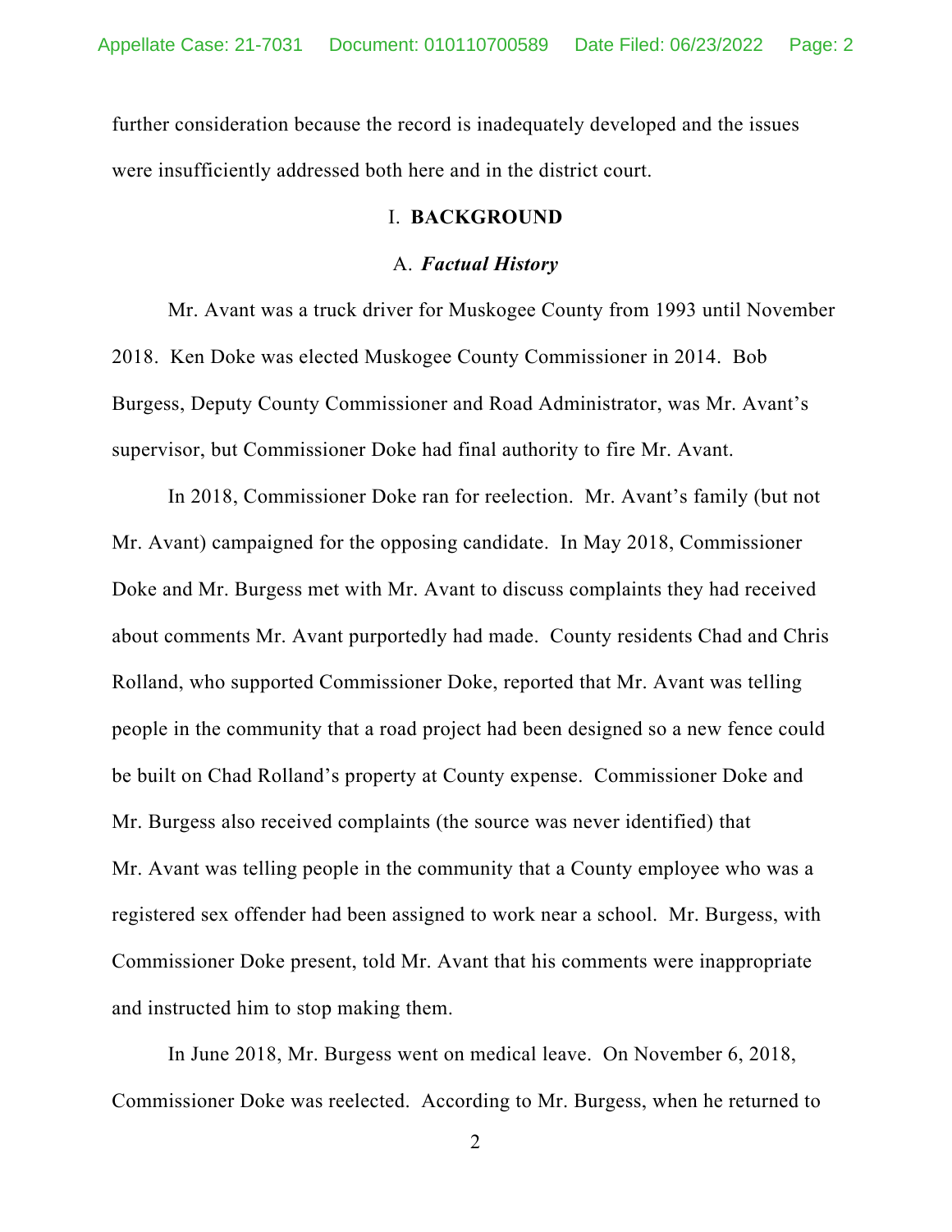further consideration because the record is inadequately developed and the issues were insufficiently addressed both here and in the district court.

## I. BACKGROUND

### A. *Factual History*

Mr. Avant was a truck driver for Muskogee County from 1993 until November 2018. Ken Doke was elected Muskogee County Commissioner in 2014. Bob Burgess, Deputy County Commissioner and Road Administrator, was Mr. Avant's supervisor, but Commissioner Doke had final authority to fire Mr. Avant.

In 2018, Commissioner Doke ran for reelection. Mr. Avant's family (but not Mr. Avant) campaigned for the opposing candidate. In May 2018, Commissioner Doke and Mr. Burgess met with Mr. Avant to discuss complaints they had received about comments Mr. Avant purportedly had made. County residents Chad and Chris Rolland, who supported Commissioner Doke, reported that Mr. Avant was telling people in the community that a road project had been designed so a new fence could be built on Chad Rolland's property at County expense. Commissioner Doke and Mr. Burgess also received complaints (the source was never identified) that Mr. Avant was telling people in the community that a County employee who was a registered sex offender had been assigned to work near a school. Mr. Burgess, with Commissioner Doke present, told Mr. Avant that his comments were inappropriate and instructed him to stop making them.

In June 2018, Mr. Burgess went on medical leave. On November 6, 2018, Commissioner Doke was reelected. According to Mr. Burgess, when he returned to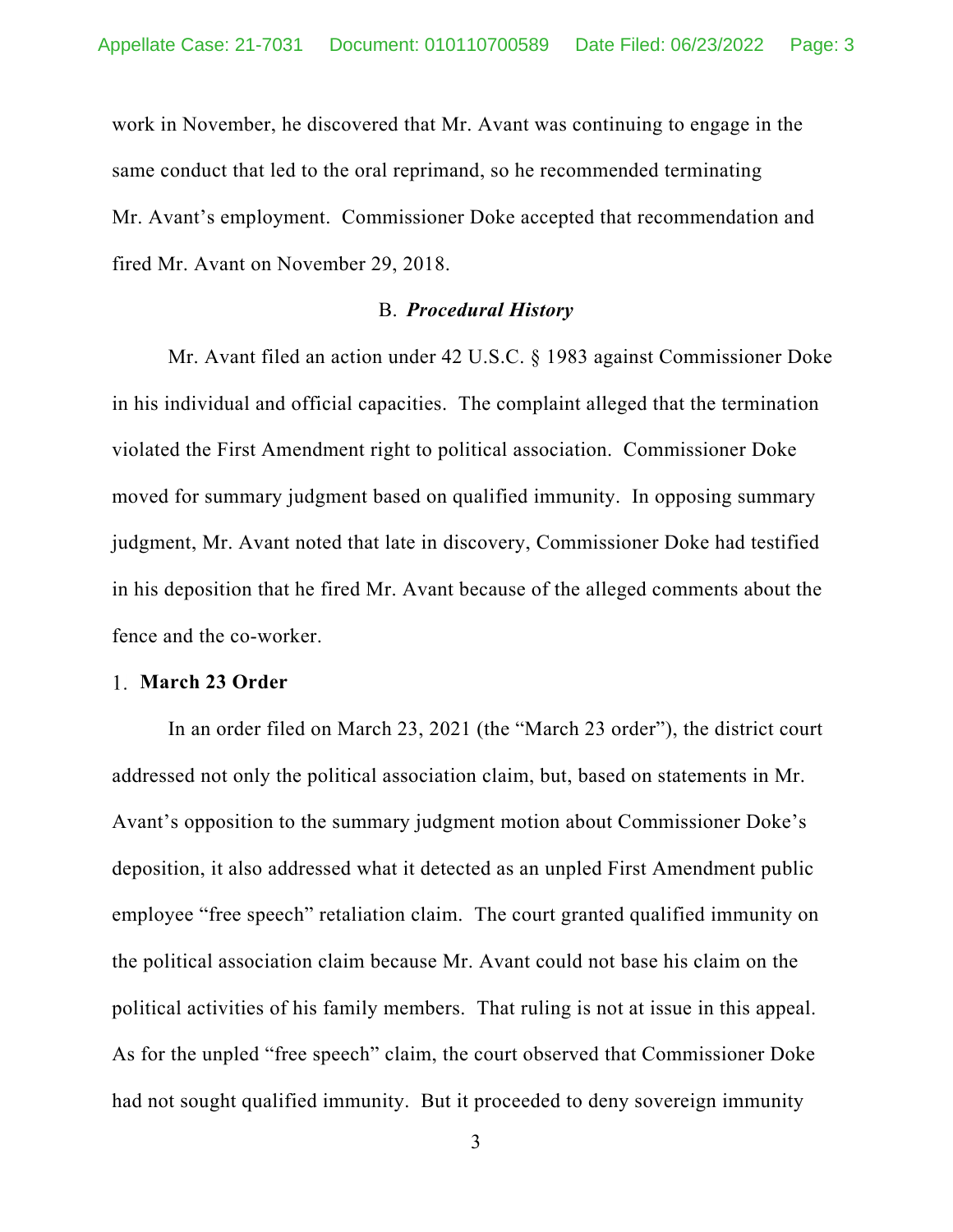work in November, he discovered that Mr. Avant was continuing to engage in the same conduct that led to the oral reprimand, so he recommended terminating Mr. Avant's employment. Commissioner Doke accepted that recommendation and fired Mr. Avant on November 29, 2018.

## B. *Procedural History*

Mr. Avant filed an action under 42 U.S.C. § 1983 against Commissioner Doke in his individual and official capacities. The complaint alleged that the termination violated the First Amendment right to political association. Commissioner Doke moved for summary judgment based on qualified immunity. In opposing summary judgment, Mr. Avant noted that late in discovery, Commissioner Doke had testified in his deposition that he fired Mr. Avant because of the alleged comments about the fence and the co-worker.

### 1. March 23 Order

In an order filed on March 23, 2021 (the "March 23 order"), the district court addressed not only the political association claim, but, based on statements in Mr. Avant's opposition to the summary judgment motion about Commissioner Doke's deposition, it also addressed what it detected as an unpled First Amendment public employee "free speech" retaliation claim. The court granted qualified immunity on the political association claim because Mr. Avant could not base his claim on the political activities of his family members. That ruling is not at issue in this appeal. As for the unpled "free speech" claim, the court observed that Commissioner Doke had not sought qualified immunity. But it proceeded to deny sovereign immunity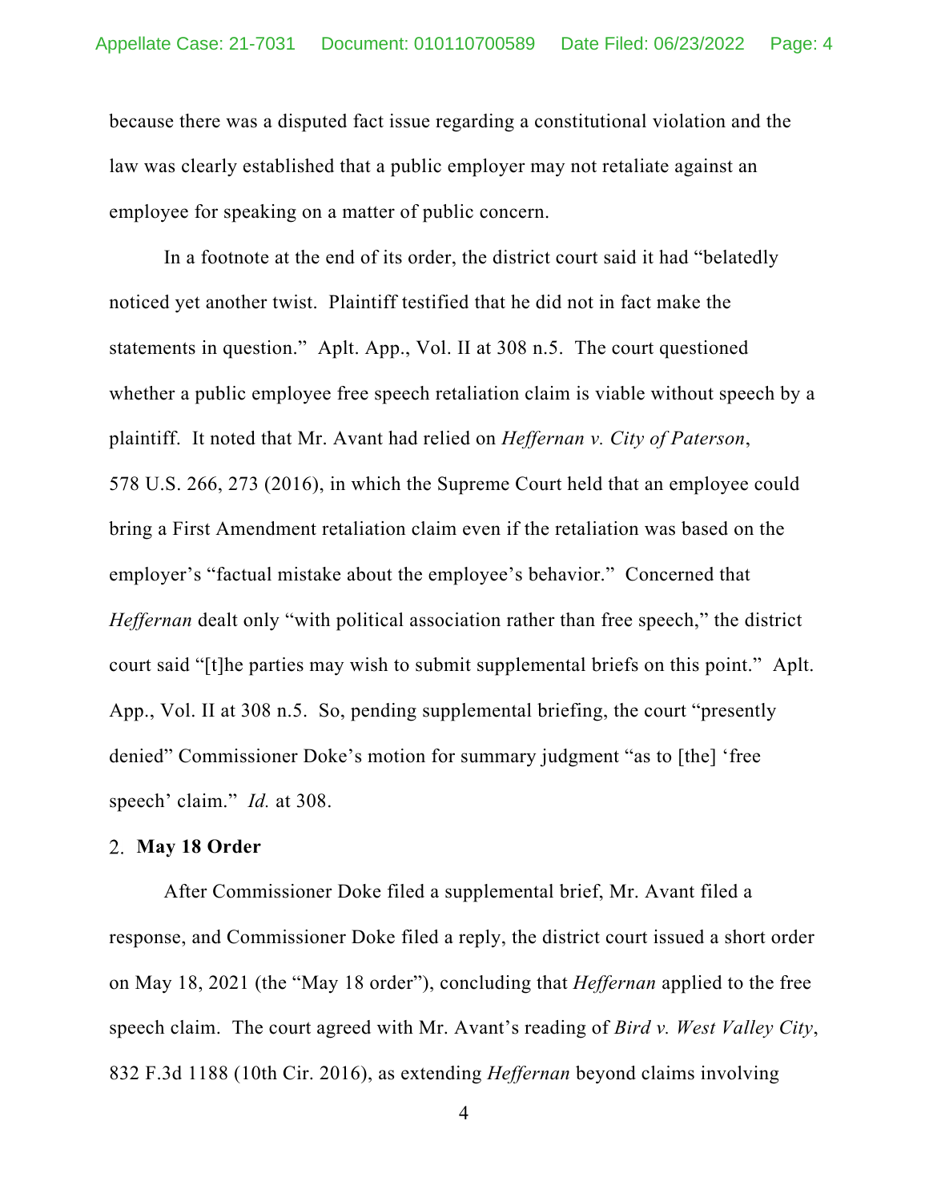because there was a disputed fact issue regarding a constitutional violation and the law was clearly established that a public employer may not retaliate against an employee for speaking on a matter of public concern.

In a footnote at the end of its order, the district court said it had "belatedly noticed yet another twist. Plaintiff testified that he did not in fact make the statements in question." Aplt. App., Vol. II at 308 n.5. The court questioned whether a public employee free speech retaliation claim is viable without speech by a plaintiff. It noted that Mr. Avant had relied on *Heffernan v. City of Paterson*, 578 U.S. 266, 273 (2016), in which the Supreme Court held that an employee could bring a First Amendment retaliation claim even if the retaliation was based on the employer's "factual mistake about the employee's behavior." Concerned that *Heffernan* dealt only "with political association rather than free speech," the district court said "[t]he parties may wish to submit supplemental briefs on this point." Aplt. App., Vol. II at 308 n.5. So, pending supplemental briefing, the court "presently denied" Commissioner Doke's motion for summary judgment "as to [the] 'free speech' claim." *Id.* at 308.

2. **May 18 Order**

After Commissioner Doke filed a supplemental brief, Mr. Avant filed a response, and Commissioner Doke filed a reply, the district court issued a short order on May 18, 2021 (the "May 18 order"), concluding that *Heffernan* applied to the free speech claim. The court agreed with Mr. Avant's reading of *Bird v. West Valley City*, 832 F.3d 1188 (10th Cir. 2016), as extending *Heffernan* beyond claims involving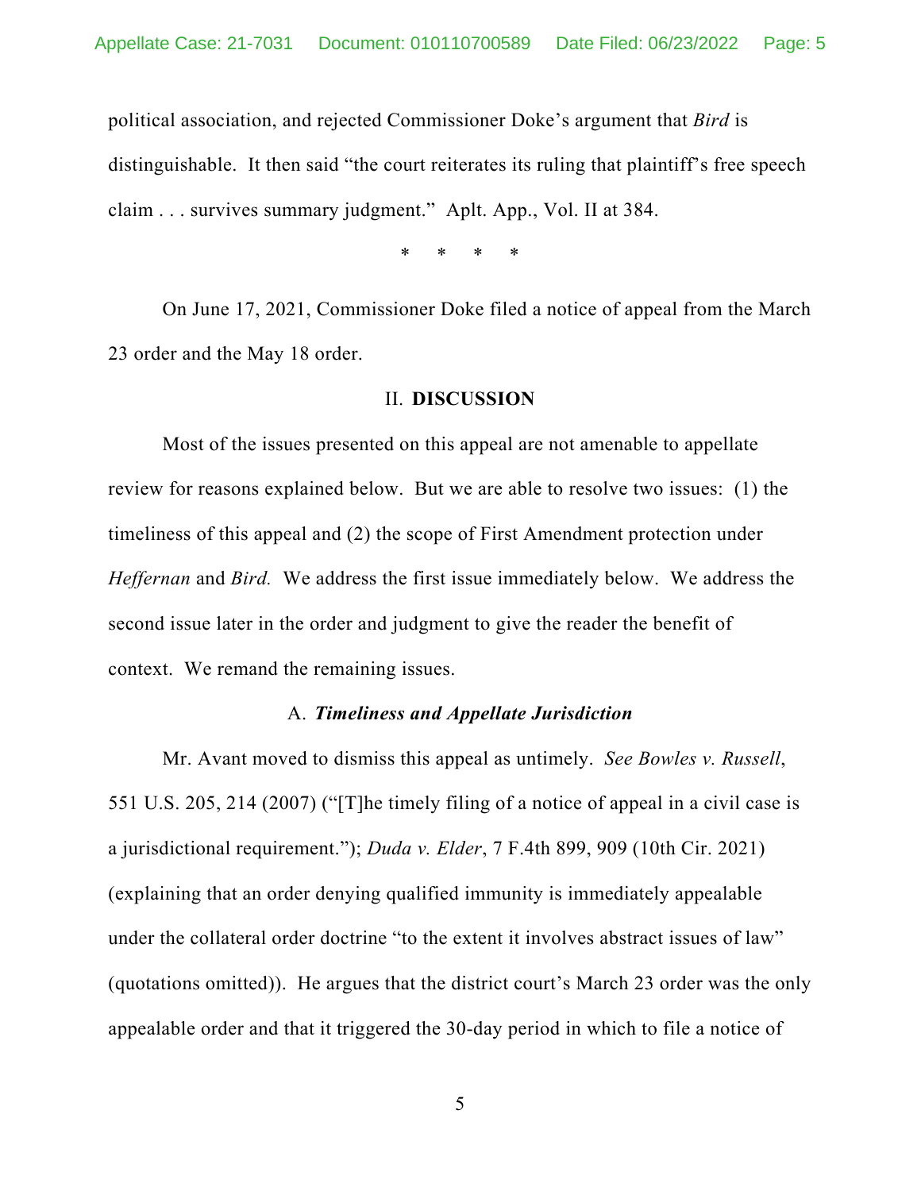political association, and rejected Commissioner Doke's argument that *Bird* is distinguishable. It then said "the court reiterates its ruling that plaintiff's free speech claim . . . survives summary judgment." Aplt. App., Vol. II at 384.

\* \* \* \*

On June 17, 2021, Commissioner Doke filed a notice of appeal from the March 23 order and the May 18 order.

## II. **DISCUSSION**

Most of the issues presented on this appeal are not amenable to appellate review for reasons explained below. But we are able to resolve two issues: (1) the timeliness of this appeal and (2) the scope of First Amendment protection under *Heffernan* and *Bird.* We address the first issue immediately below. We address the second issue later in the order and judgment to give the reader the benefit of context. We remand the remaining issues.

### A. ***Timeliness and Appellate Jurisdiction***

Mr. Avant moved to dismiss this appeal as untimely. *See Bowles v. Russell*, 551 U.S. 205, 214 (2007) ("[T]he timely filing of a notice of appeal in a civil case is a jurisdictional requirement."); *Duda v. Elder*, 7 F.4th 899, 909 (10th Cir. 2021) (explaining that an order denying qualified immunity is immediately appealable under the collateral order doctrine "to the extent it involves abstract issues of law" (quotations omitted)). He argues that the district court's March 23 order was the only appealable order and that it triggered the 30-day period in which to file a notice of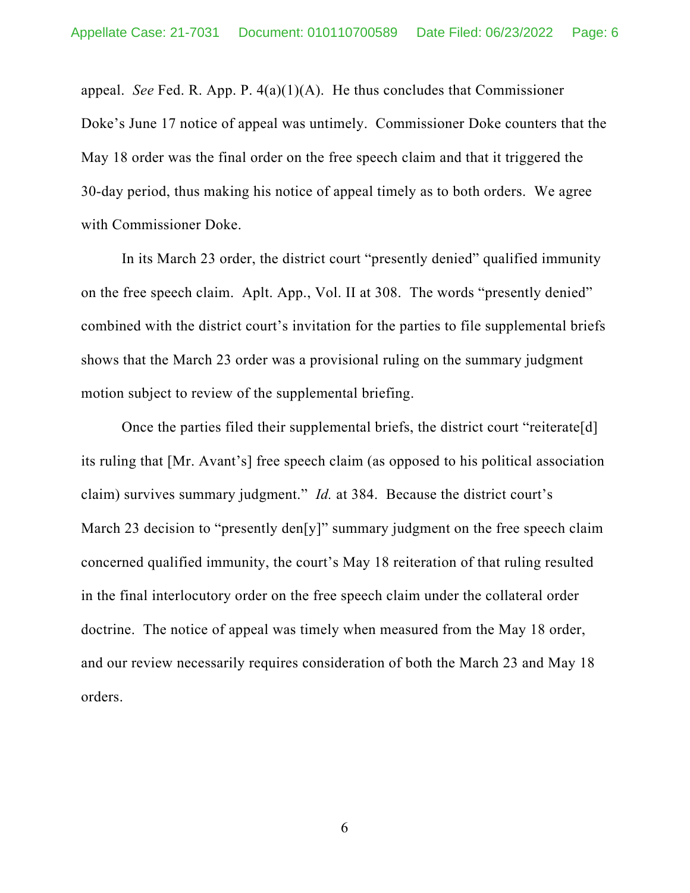appeal. *See* Fed. R. App. P. 4(a)(1)(A). He thus concludes that Commissioner Doke's June 17 notice of appeal was untimely. Commissioner Doke counters that the May 18 order was the final order on the free speech claim and that it triggered the 30-day period, thus making his notice of appeal timely as to both orders. We agree with Commissioner Doke.

In its March 23 order, the district court "presently denied" qualified immunity on the free speech claim. Aplt. App., Vol. II at 308. The words "presently denied" combined with the district court's invitation for the parties to file supplemental briefs shows that the March 23 order was a provisional ruling on the summary judgment motion subject to review of the supplemental briefing.

Once the parties filed their supplemental briefs, the district court "reiterate[d] its ruling that [Mr. Avant's] free speech claim (as opposed to his political association claim) survives summary judgment." *Id.* at 384. Because the district court's March 23 decision to "presently den[y]" summary judgment on the free speech claim concerned qualified immunity, the court's May 18 reiteration of that ruling resulted in the final interlocutory order on the free speech claim under the collateral order doctrine. The notice of appeal was timely when measured from the May 18 order, and our review necessarily requires consideration of both the March 23 and May 18 orders.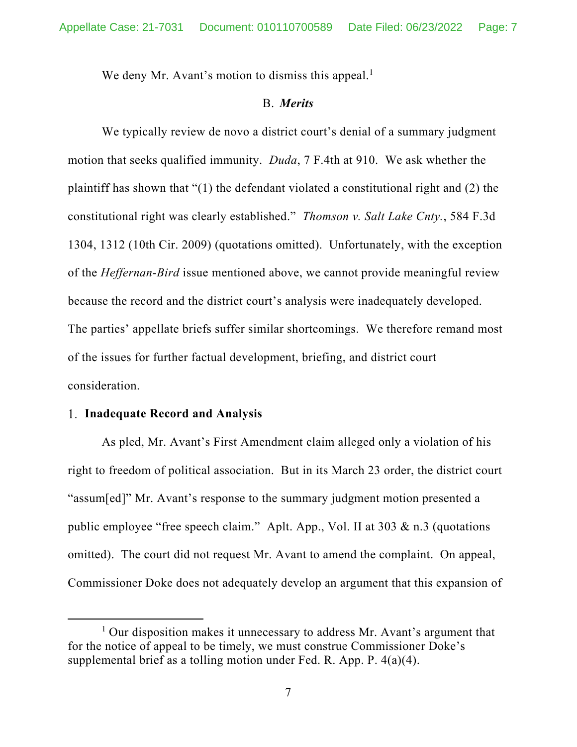We deny Mr. Avant's motion to dismiss this appeal.[1]

## B. *Merits*

We typically review de novo a district court's denial of a summary judgment motion that seeks qualified immunity. *Duda*, 7 F.4th at 910. We ask whether the plaintiff has shown that "(1) the defendant violated a constitutional right and (2) the constitutional right was clearly established." *Thomson v. Salt Lake Cnty.*, 584 F.3d 1304, 1312 (10th Cir. 2009) (quotations omitted). Unfortunately, with the exception of the *Heffernan-Bird* issue mentioned above, we cannot provide meaningful review because the record and the district court's analysis were inadequately developed. The parties' appellate briefs suffer similar shortcomings. We therefore remand most of the issues for further factual development, briefing, and district court consideration.

### 1. **Inadequate Record and Analysis**

As pled, Mr. Avant's First Amendment claim alleged only a violation of his right to freedom of political association. But in its March 23 order, the district court "assum[ed]" Mr. Avant's response to the summary judgment motion presented a public employee "free speech claim." Aplt. App., Vol. II at 303 & n.3 (quotations omitted). The court did not request Mr. Avant to amend the complaint. On appeal, Commissioner Doke does not adequately develop an argument that this expansion of

[1] Our disposition makes it unnecessary to address Mr. Avant's argument that for the notice of appeal to be timely, we must construe Commissioner Doke's supplemental brief as a tolling motion under Fed. R. App. P. 4(a)(4).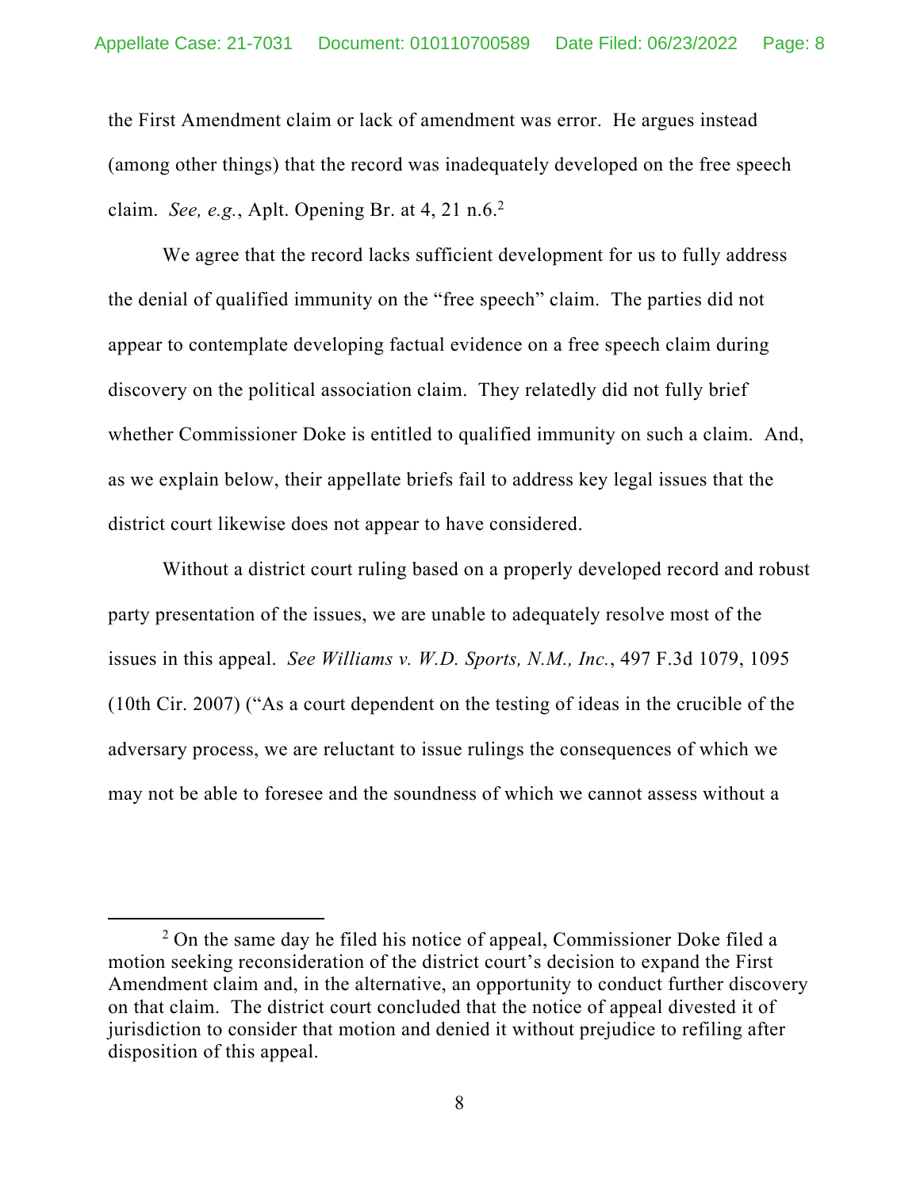the First Amendment claim or lack of amendment was error. He argues instead (among other things) that the record was inadequately developed on the free speech claim. *See, e.g.*, Aplt. Opening Br. at 4, 21 n.6.[2]

We agree that the record lacks sufficient development for us to fully address the denial of qualified immunity on the "free speech" claim. The parties did not appear to contemplate developing factual evidence on a free speech claim during discovery on the political association claim. They relatedly did not fully brief whether Commissioner Doke is entitled to qualified immunity on such a claim. And, as we explain below, their appellate briefs fail to address key legal issues that the district court likewise does not appear to have considered.

Without a district court ruling based on a properly developed record and robust party presentation of the issues, we are unable to adequately resolve most of the issues in this appeal. *See Williams v. W.D. Sports, N.M., Inc.*, 497 F.3d 1079, 1095 (10th Cir. 2007) ("As a court dependent on the testing of ideas in the crucible of the adversary process, we are reluctant to issue rulings the consequences of which we may not be able to foresee and the soundness of which we cannot assess without a

---

[2] On the same day he filed his notice of appeal, Commissioner Doke filed a motion seeking reconsideration of the district court's decision to expand the First Amendment claim and, in the alternative, an opportunity to conduct further discovery on that claim. The district court concluded that the notice of appeal divested it of jurisdiction to consider that motion and denied it without prejudice to refiling after disposition of this appeal.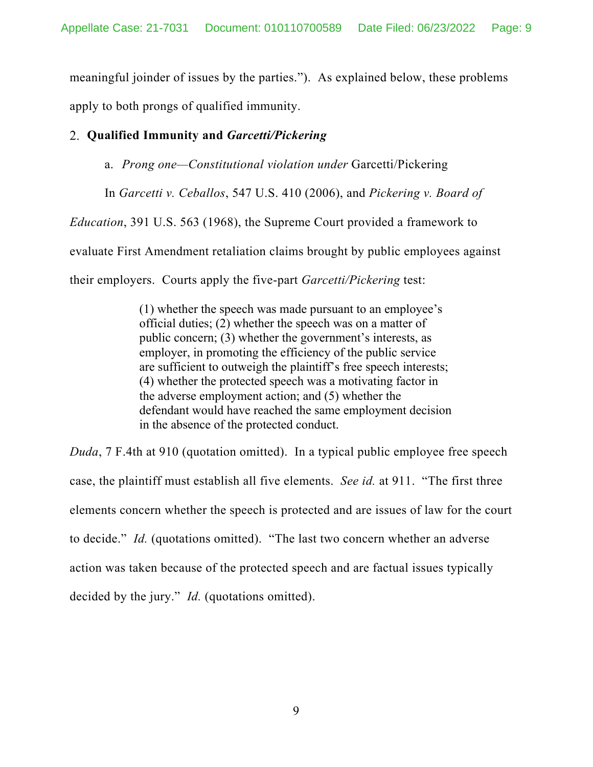meaningful joinder of issues by the parties."). As explained below, these problems apply to both prongs of qualified immunity.

### 2. Qualified Immunity and *Garcetti/Pickering*

a. *Prong one—Constitutional violation under* Garcetti/Pickering

In *Garcetti v. Ceballos*, 547 U.S. 410 (2006), and *Pickering v. Board of Education*, 391 U.S. 563 (1968), the Supreme Court provided a framework to evaluate First Amendment retaliation claims brought by public employees against their employers. Courts apply the five-part *Garcetti/Pickering* test:

> (1) whether the speech was made pursuant to an employee's official duties; (2) whether the speech was on a matter of public concern; (3) whether the government's interests, as employer, in promoting the efficiency of the public service are sufficient to outweigh the plaintiff's free speech interests; (4) whether the protected speech was a motivating factor in the adverse employment action; and (5) whether the defendant would have reached the same employment decision in the absence of the protected conduct.

*Duda*, 7 F.4th at 910 (quotation omitted). In a typical public employee free speech case, the plaintiff must establish all five elements. *See id.* at 911. "The first three elements concern whether the speech is protected and are issues of law for the court to decide." *Id.* (quotations omitted). "The last two concern whether an adverse action was taken because of the protected speech and are factual issues typically decided by the jury." *Id.* (quotations omitted).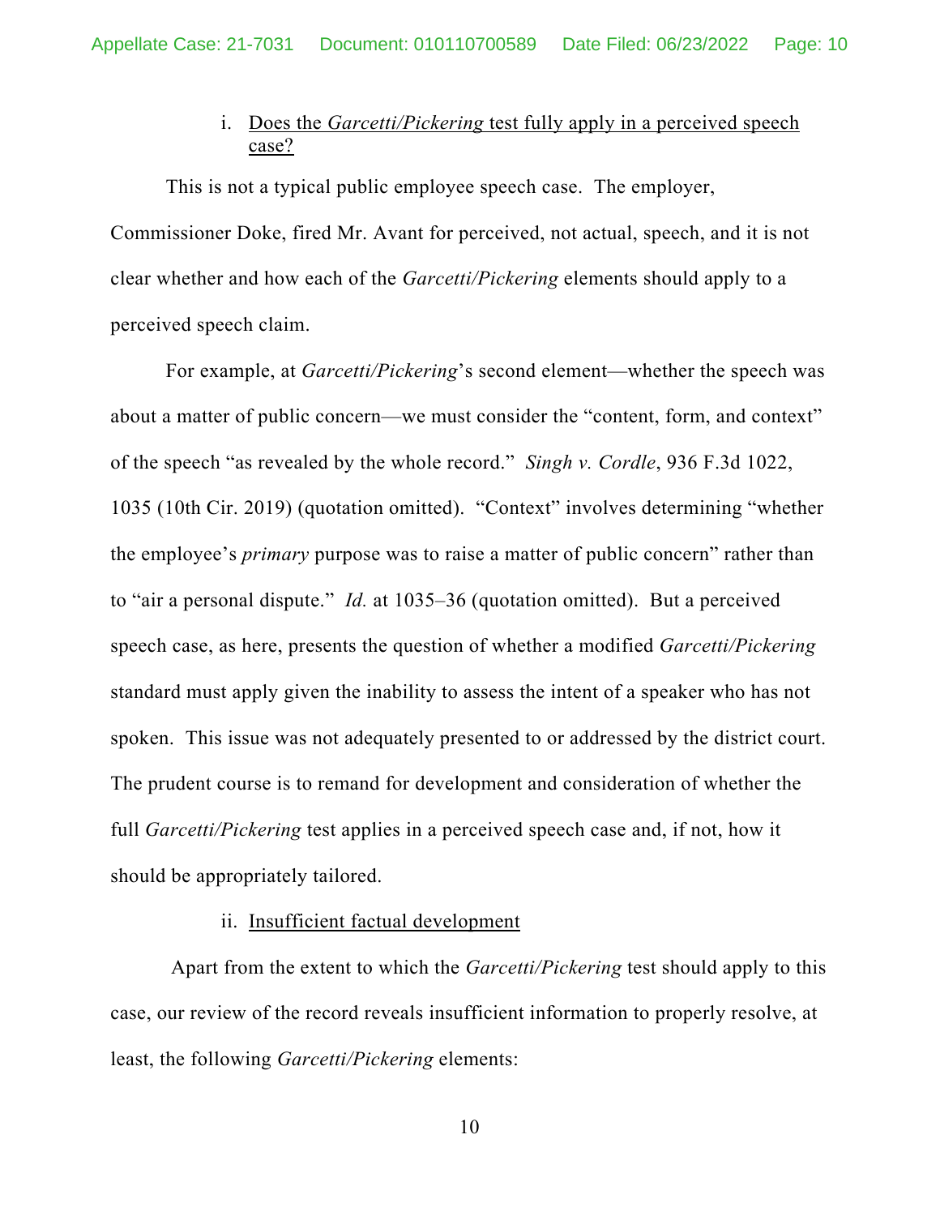i. Does the *Garcetti/Pickering* test fully apply in a perceived speech case?

This is not a typical public employee speech case. The employer, Commissioner Doke, fired Mr. Avant for perceived, not actual, speech, and it is not clear whether and how each of the *Garcetti/Pickering* elements should apply to a perceived speech claim.

For example, at *Garcetti/Pickering*'s second element—whether the speech was about a matter of public concern—we must consider the "content, form, and context" of the speech "as revealed by the whole record." *Singh v. Cordle*, 936 F.3d 1022, 1035 (10th Cir. 2019) (quotation omitted). "Context" involves determining "whether the employee's *primary* purpose was to raise a matter of public concern" rather than to "air a personal dispute." *Id.* at 1035–36 (quotation omitted). But a perceived speech case, as here, presents the question of whether a modified *Garcetti/Pickering* standard must apply given the inability to assess the intent of a speaker who has not spoken. This issue was not adequately presented to or addressed by the district court. The prudent course is to remand for development and consideration of whether the full *Garcetti/Pickering* test applies in a perceived speech case and, if not, how it should be appropriately tailored.

ii. Insufficient factual development

Apart from the extent to which the *Garcetti/Pickering* test should apply to this case, our review of the record reveals insufficient information to properly resolve, at least, the following *Garcetti/Pickering* elements: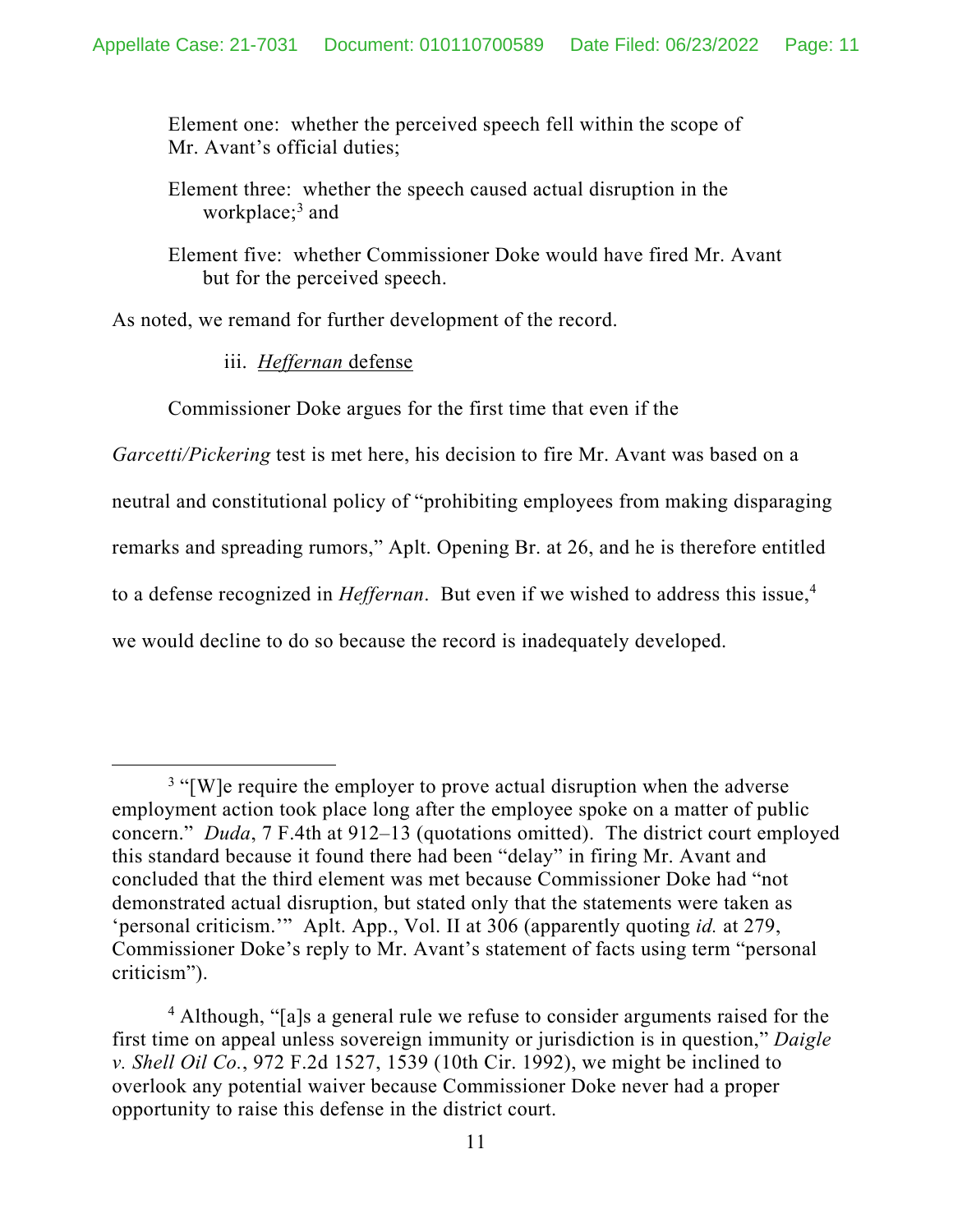Element one: whether the perceived speech fell within the scope of Mr. Avant's official duties;

Element three: whether the speech caused actual disruption in the workplace;[3] and

Element five: whether Commissioner Doke would have fired Mr. Avant but for the perceived speech.

As noted, we remand for further development of the record.

iii. *Heffernan* defense

Commissioner Doke argues for the first time that even if the *Garcetti/Pickering* test is met here, his decision to fire Mr. Avant was based on a neutral and constitutional policy of "prohibiting employees from making disparaging remarks and spreading rumors," Aplt. Opening Br. at 26, and he is therefore entitled to a defense recognized in *Heffernan*. But even if we wished to address this issue,[4] we would decline to do so because the record is inadequately developed.

---

[3] "[W]e require the employer to prove actual disruption when the adverse employment action took place long after the employee spoke on a matter of public concern." *Duda*, 7 F.4th at 912–13 (quotations omitted). The district court employed this standard because it found there had been "delay" in firing Mr. Avant and concluded that the third element was met because Commissioner Doke had "not demonstrated actual disruption, but stated only that the statements were taken as 'personal criticism.'" Aplt. App., Vol. II at 306 (apparently quoting *id.* at 279, Commissioner Doke's reply to Mr. Avant's statement of facts using term "personal criticism").

[4] Although, "[a]s a general rule we refuse to consider arguments raised for the first time on appeal unless sovereign immunity or jurisdiction is in question," *Daigle v. Shell Oil Co.*, 972 F.2d 1527, 1539 (10th Cir. 1992), we might be inclined to overlook any potential waiver because Commissioner Doke never had a proper opportunity to raise this defense in the district court.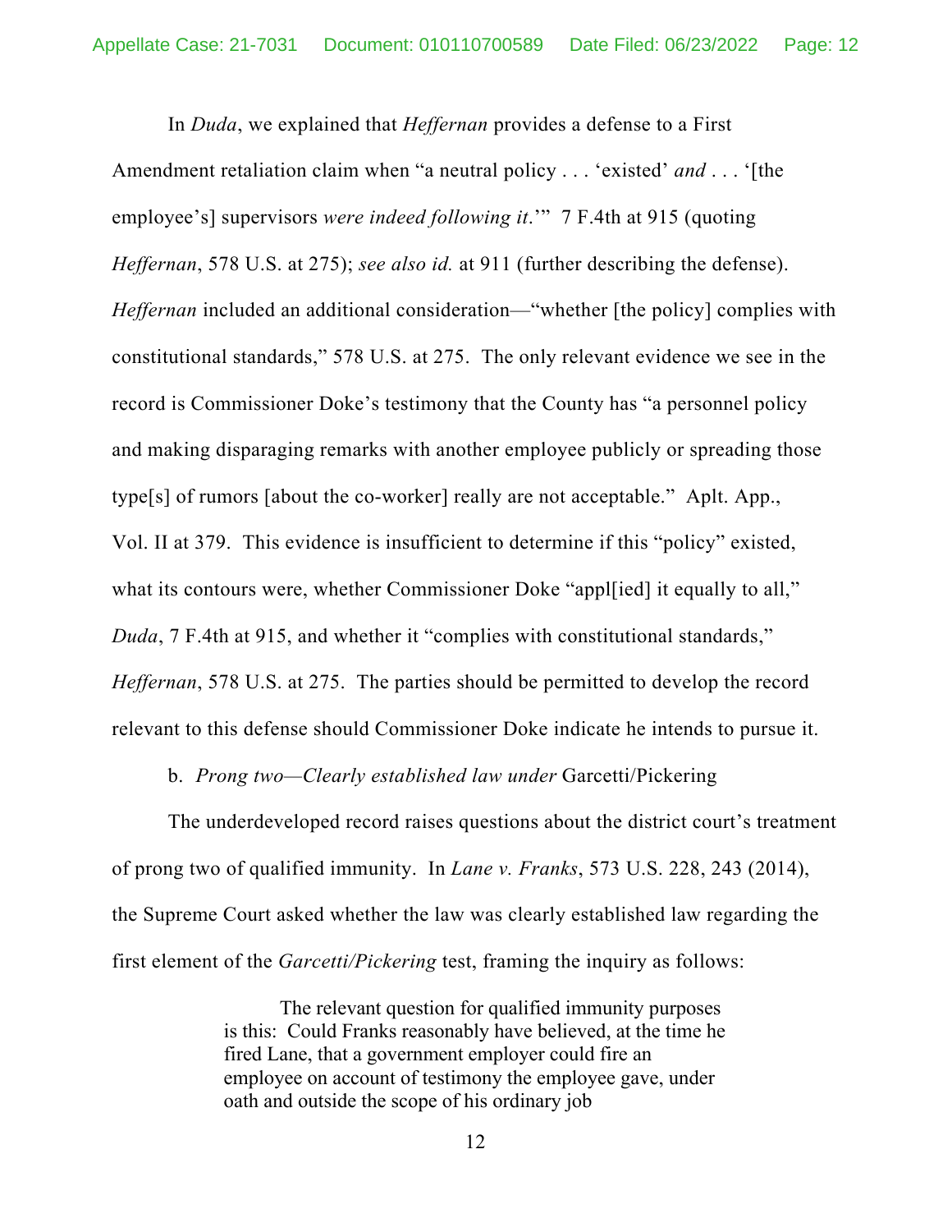In *Duda*, we explained that *Heffernan* provides a defense to a First Amendment retaliation claim when "a neutral policy . . . 'existed' *and* . . . '[the employee's] supervisors *were indeed following it*.'" 7 F.4th at 915 (quoting *Heffernan*, 578 U.S. at 275); *see also id.* at 911 (further describing the defense). *Heffernan* included an additional consideration—"whether [the policy] complies with constitutional standards," 578 U.S. at 275. The only relevant evidence we see in the record is Commissioner Doke's testimony that the County has "a personnel policy and making disparaging remarks with another employee publicly or spreading those type[s] of rumors [about the co-worker] really are not acceptable." Aplt. App., Vol. II at 379. This evidence is insufficient to determine if this "policy" existed, what its contours were, whether Commissioner Doke "appl[ied] it equally to all," *Duda*, 7 F.4th at 915, and whether it "complies with constitutional standards," *Heffernan*, 578 U.S. at 275. The parties should be permitted to develop the record relevant to this defense should Commissioner Doke indicate he intends to pursue it.

b. *Prong two—Clearly established law under* Garcetti/Pickering

The underdeveloped record raises questions about the district court's treatment of prong two of qualified immunity. In *Lane v. Franks*, 573 U.S. 228, 243 (2014), the Supreme Court asked whether the law was clearly established law regarding the first element of the *Garcetti/Pickering* test, framing the inquiry as follows:

> The relevant question for qualified immunity purposes is this: Could Franks reasonably have believed, at the time he fired Lane, that a government employer could fire an employee on account of testimony the employee gave, under oath and outside the scope of his ordinary job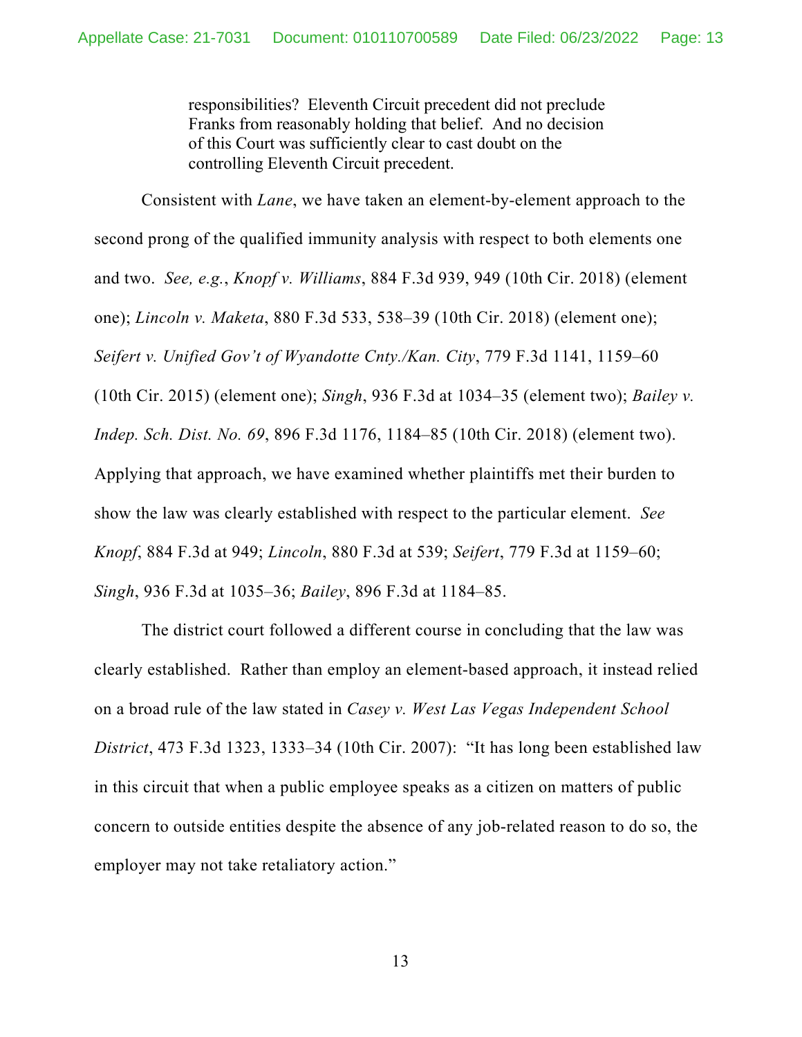> responsibilities? Eleventh Circuit precedent did not preclude Franks from reasonably holding that belief. And no decision of this Court was sufficiently clear to cast doubt on the controlling Eleventh Circuit precedent.

Consistent with *Lane*, we have taken an element-by-element approach to the second prong of the qualified immunity analysis with respect to both elements one and two. *See, e.g.*, *Knopf v. Williams*, 884 F.3d 939, 949 (10th Cir. 2018) (element one); *Lincoln v. Maketa*, 880 F.3d 533, 538–39 (10th Cir. 2018) (element one); *Seifert v. Unified Gov't of Wyandotte Cnty./Kan. City*, 779 F.3d 1141, 1159–60 (10th Cir. 2015) (element one); *Singh*, 936 F.3d at 1034–35 (element two); *Bailey v. Indep. Sch. Dist. No. 69*, 896 F.3d 1176, 1184–85 (10th Cir. 2018) (element two). Applying that approach, we have examined whether plaintiffs met their burden to show the law was clearly established with respect to the particular element. *See Knopf*, 884 F.3d at 949; *Lincoln*, 880 F.3d at 539; *Seifert*, 779 F.3d at 1159–60; *Singh*, 936 F.3d at 1035–36; *Bailey*, 896 F.3d at 1184–85.

The district court followed a different course in concluding that the law was clearly established. Rather than employ an element-based approach, it instead relied on a broad rule of the law stated in *Casey v. West Las Vegas Independent School District*, 473 F.3d 1323, 1333–34 (10th Cir. 2007): "It has long been established law in this circuit that when a public employee speaks as a citizen on matters of public concern to outside entities despite the absence of any job-related reason to do so, the employer may not take retaliatory action."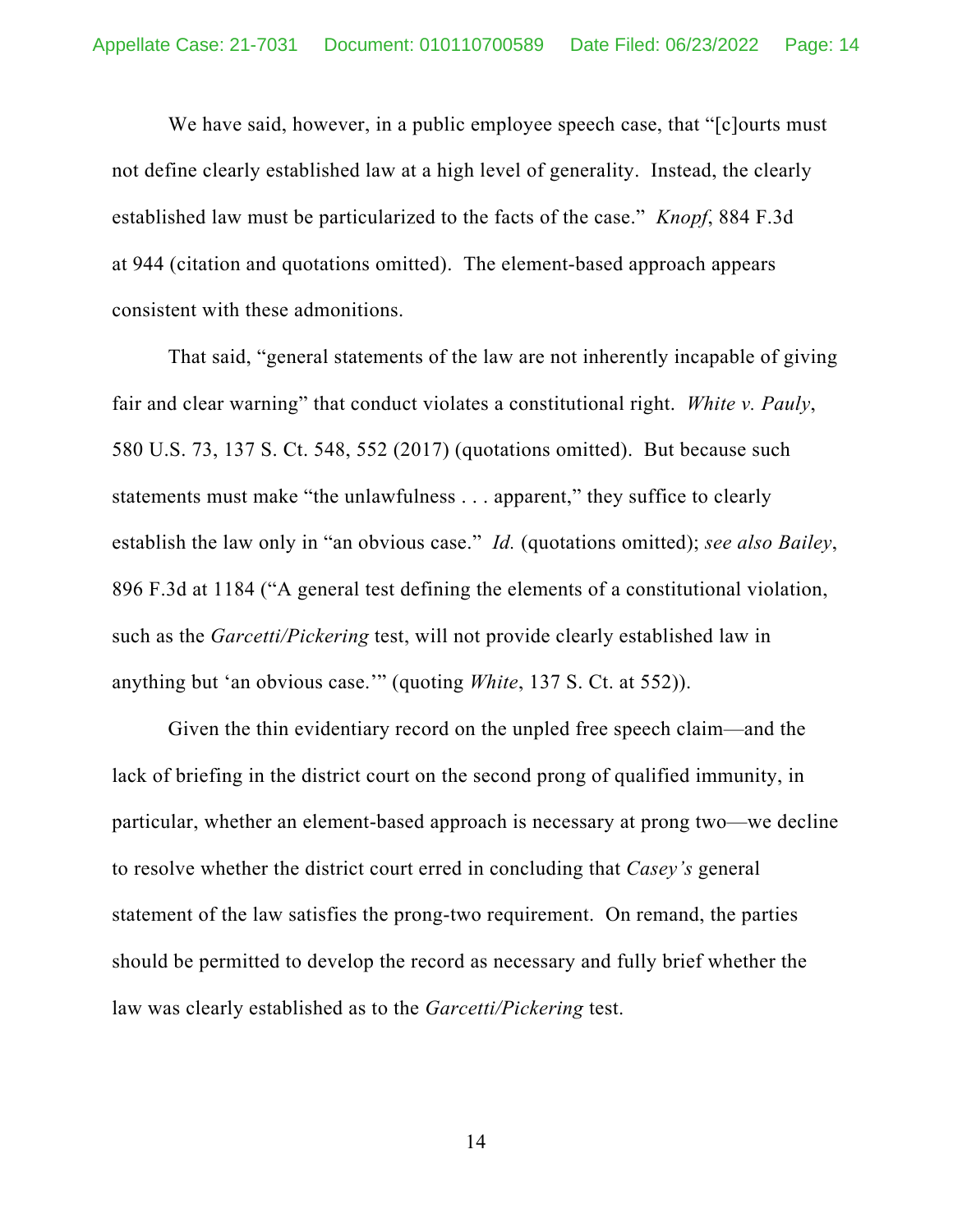We have said, however, in a public employee speech case, that "[c]ourts must not define clearly established law at a high level of generality. Instead, the clearly established law must be particularized to the facts of the case." *Knopf*, 884 F.3d at 944 (citation and quotations omitted). The element-based approach appears consistent with these admonitions.

That said, "general statements of the law are not inherently incapable of giving fair and clear warning" that conduct violates a constitutional right. *White v. Pauly*, 580 U.S. 73, 137 S. Ct. 548, 552 (2017) (quotations omitted). But because such statements must make "the unlawfulness . . . apparent," they suffice to clearly establish the law only in "an obvious case." *Id.* (quotations omitted); *see also Bailey*, 896 F.3d at 1184 ("A general test defining the elements of a constitutional violation, such as the *Garcetti/Pickering* test, will not provide clearly established law in anything but 'an obvious case.'" (quoting *White*, 137 S. Ct. at 552)).

Given the thin evidentiary record on the unpled free speech claim—and the lack of briefing in the district court on the second prong of qualified immunity, in particular, whether an element-based approach is necessary at prong two—we decline to resolve whether the district court erred in concluding that *Casey's* general statement of the law satisfies the prong-two requirement. On remand, the parties should be permitted to develop the record as necessary and fully brief whether the law was clearly established as to the *Garcetti/Pickering* test.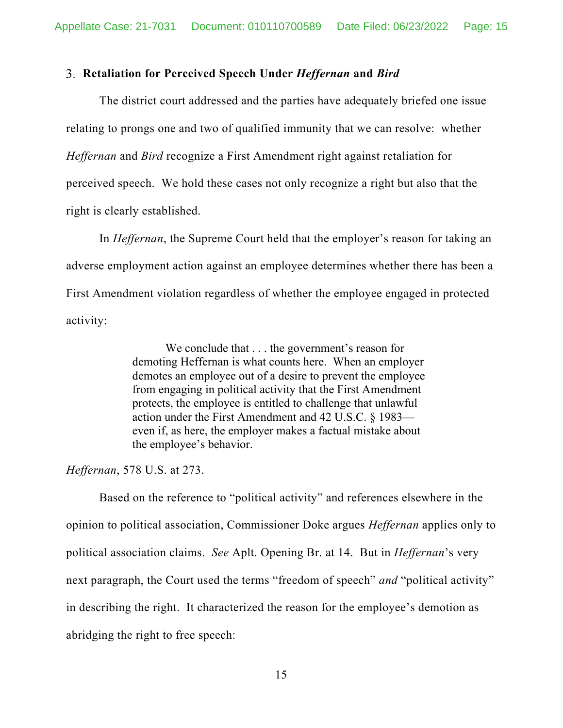### 3. Retaliation for Perceived Speech Under *Heffernan* and *Bird*

The district court addressed and the parties have adequately briefed one issue relating to prongs one and two of qualified immunity that we can resolve: whether *Heffernan* and *Bird* recognize a First Amendment right against retaliation for perceived speech. We hold these cases not only recognize a right but also that the right is clearly established.

In *Heffernan*, the Supreme Court held that the employer's reason for taking an adverse employment action against an employee determines whether there has been a First Amendment violation regardless of whether the employee engaged in protected activity:

> We conclude that . . . the government's reason for demoting Heffernan is what counts here. When an employer demotes an employee out of a desire to prevent the employee from engaging in political activity that the First Amendment protects, the employee is entitled to challenge that unlawful action under the First Amendment and 42 U.S.C. § 1983—even if, as here, the employer makes a factual mistake about the employee's behavior.

*Heffernan*, 578 U.S. at 273.

Based on the reference to "political activity" and references elsewhere in the opinion to political association, Commissioner Doke argues *Heffernan* applies only to political association claims. *See* Aplt. Opening Br. at 14. But in *Heffernan*'s very next paragraph, the Court used the terms "freedom of speech" *and* "political activity" in describing the right. It characterized the reason for the employee's demotion as abridging the right to free speech: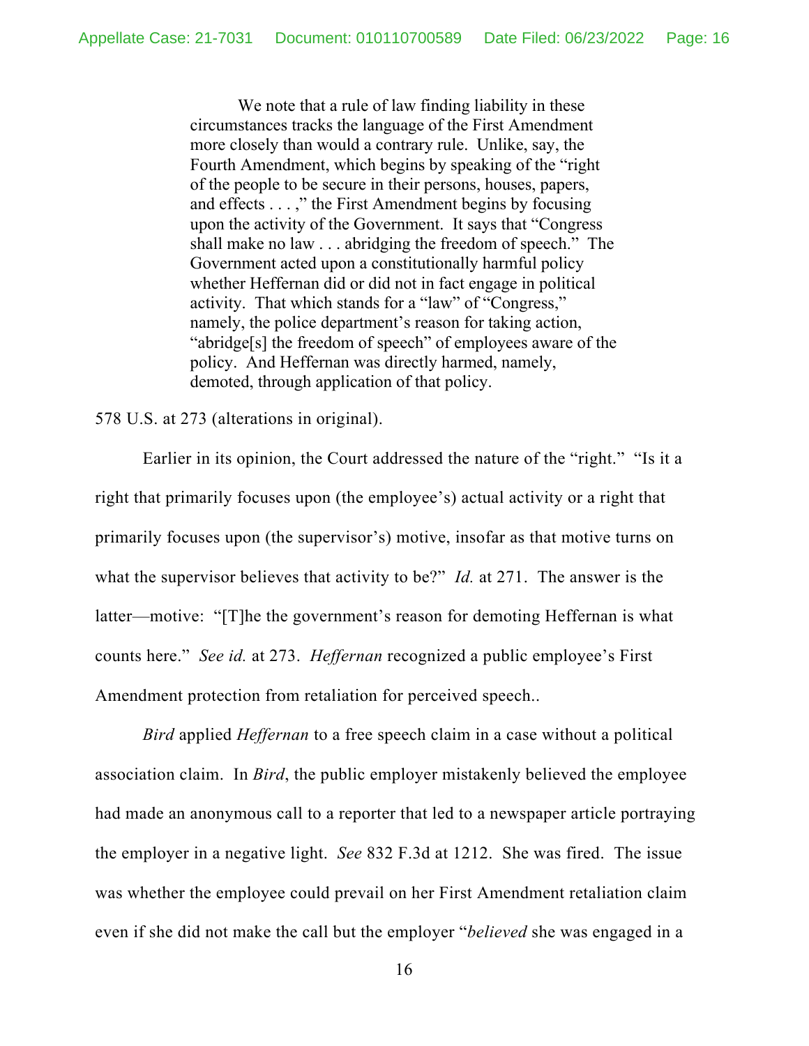> We note that a rule of law finding liability in these circumstances tracks the language of the First Amendment more closely than would a contrary rule. Unlike, say, the Fourth Amendment, which begins by speaking of the "right of the people to be secure in their persons, houses, papers, and effects . . . ," the First Amendment begins by focusing upon the activity of the Government. It says that "Congress shall make no law . . . abridging the freedom of speech." The Government acted upon a constitutionally harmful policy whether Heffernan did or did not in fact engage in political activity. That which stands for a "law" of "Congress," namely, the police department's reason for taking action, "abridge[s] the freedom of speech" of employees aware of the policy. And Heffernan was directly harmed, namely, demoted, through application of that policy.

578 U.S. at 273 (alterations in original).

Earlier in its opinion, the Court addressed the nature of the "right." "Is it a right that primarily focuses upon (the employee's) actual activity or a right that primarily focuses upon (the supervisor's) motive, insofar as that motive turns on what the supervisor believes that activity to be?" *Id.* at 271. The answer is the latter—motive: "[T]he the government's reason for demoting Heffernan is what counts here." *See id.* at 273. *Heffernan* recognized a public employee's First Amendment protection from retaliation for perceived speech..

*Bird* applied *Heffernan* to a free speech claim in a case without a political association claim. In *Bird*, the public employer mistakenly believed the employee had made an anonymous call to a reporter that led to a newspaper article portraying the employer in a negative light. *See* 832 F.3d at 1212. She was fired. The issue was whether the employee could prevail on her First Amendment retaliation claim even if she did not make the call but the employer "*believed* she was engaged in a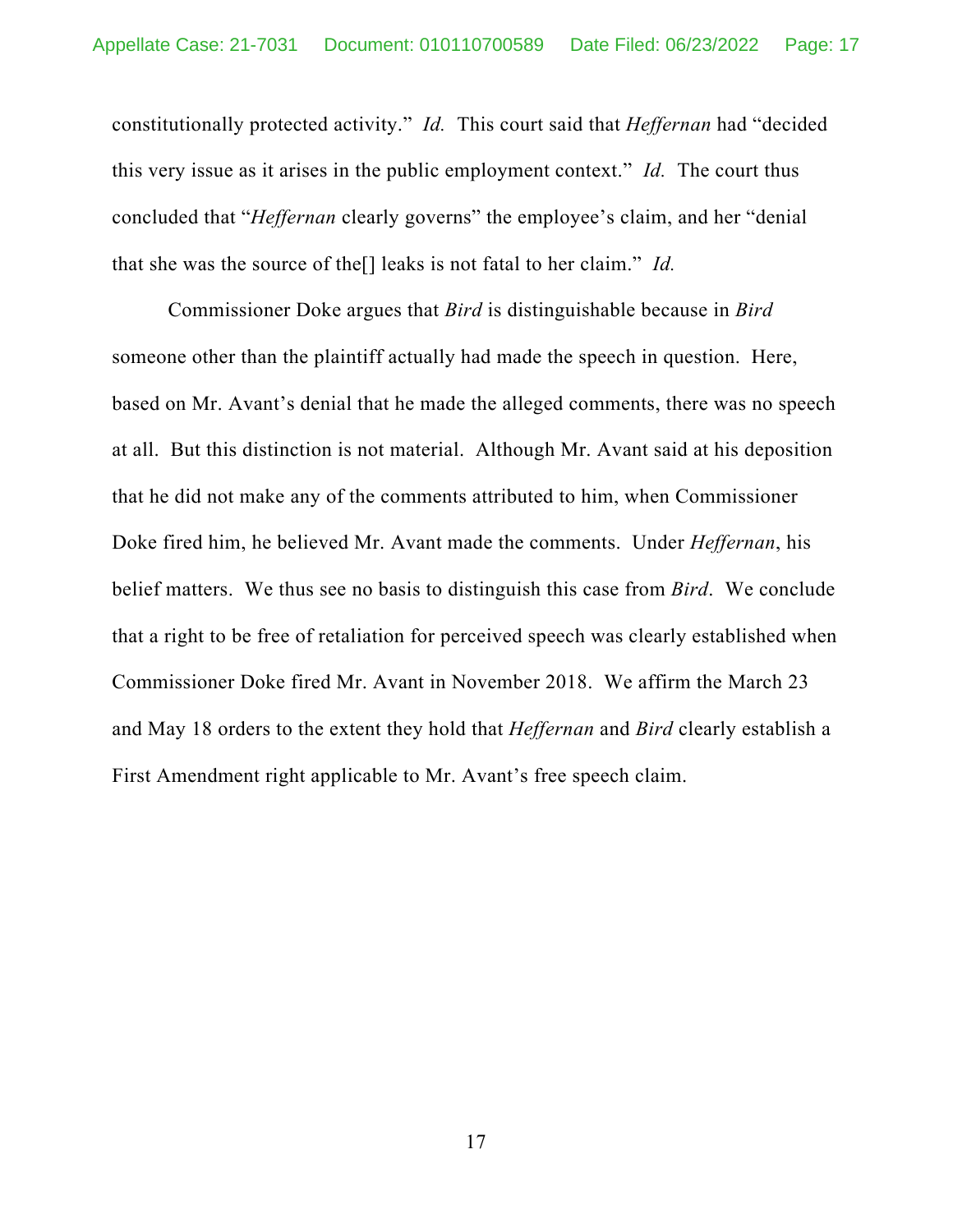constitutionally protected activity." *Id.* This court said that *Heffernan* had "decided this very issue as it arises in the public employment context." *Id.* The court thus concluded that "*Heffernan* clearly governs" the employee's claim, and her "denial that she was the source of the[] leaks is not fatal to her claim." *Id.*

Commissioner Doke argues that *Bird* is distinguishable because in *Bird* someone other than the plaintiff actually had made the speech in question. Here, based on Mr. Avant's denial that he made the alleged comments, there was no speech at all. But this distinction is not material. Although Mr. Avant said at his deposition that he did not make any of the comments attributed to him, when Commissioner Doke fired him, he believed Mr. Avant made the comments. Under *Heffernan*, his belief matters. We thus see no basis to distinguish this case from *Bird*. We conclude that a right to be free of retaliation for perceived speech was clearly established when Commissioner Doke fired Mr. Avant in November 2018. We affirm the March 23 and May 18 orders to the extent they hold that *Heffernan* and *Bird* clearly establish a First Amendment right applicable to Mr. Avant's free speech claim.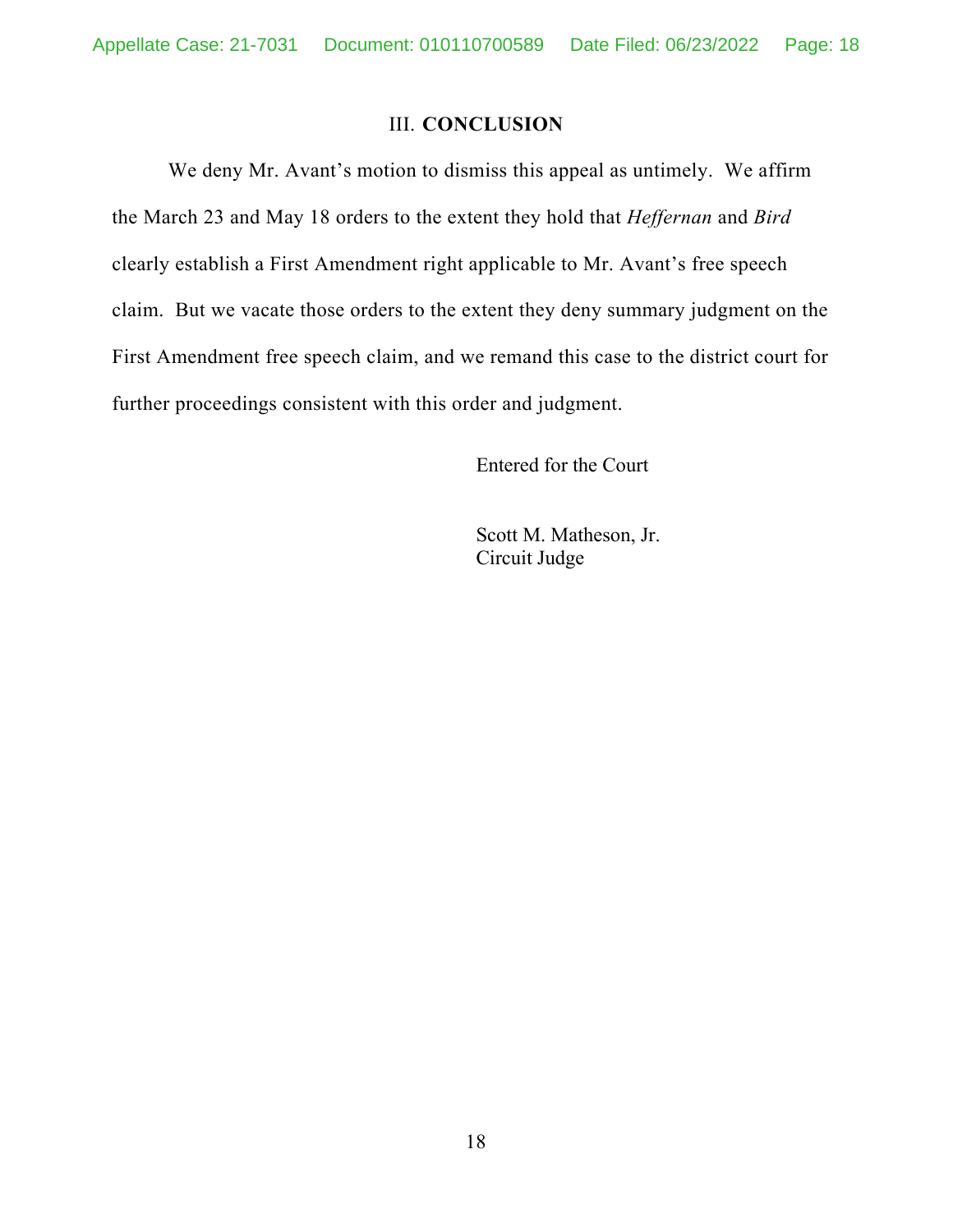## III. CONCLUSION

We deny Mr. Avant's motion to dismiss this appeal as untimely. We affirm the March 23 and May 18 orders to the extent they hold that *Heffernan* and *Bird* clearly establish a First Amendment right applicable to Mr. Avant's free speech claim. But we vacate those orders to the extent they deny summary judgment on the First Amendment free speech claim, and we remand this case to the district court for further proceedings consistent with this order and judgment.

Entered for the Court

Scott M. Matheson, Jr.
Circuit Judge